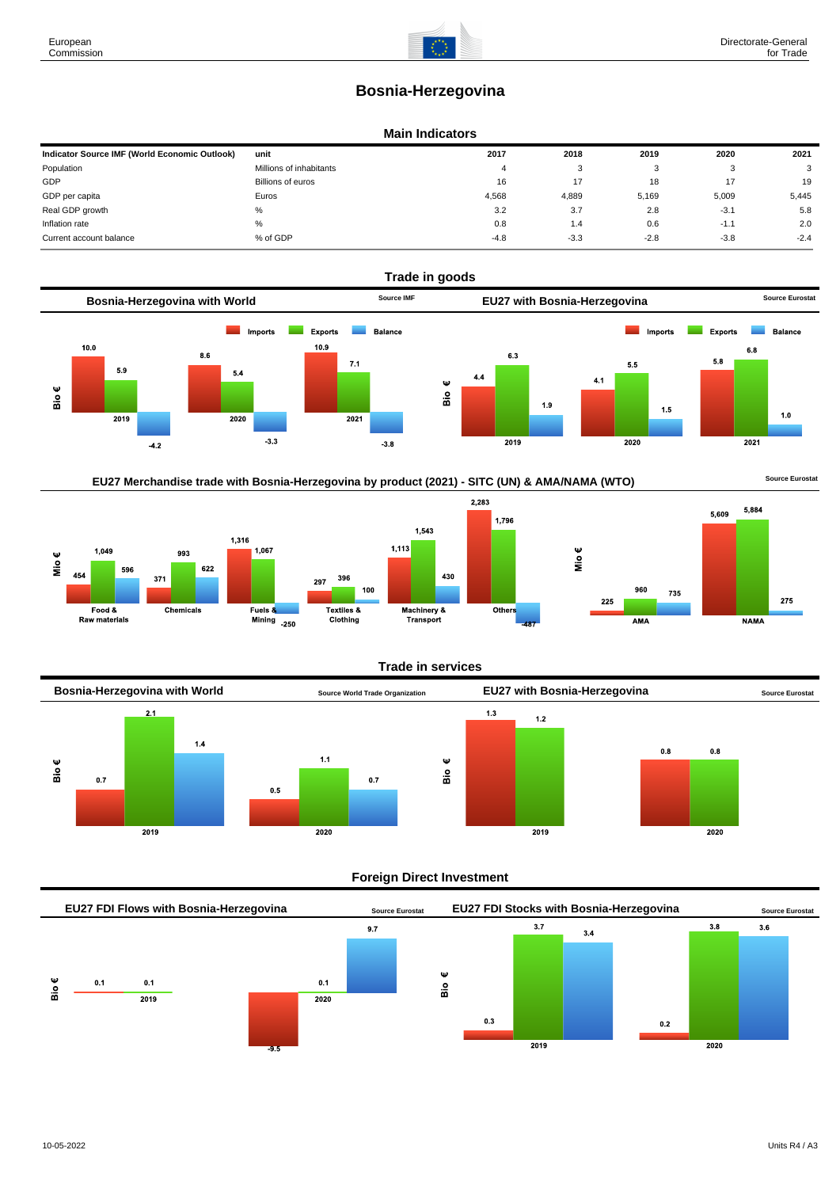# Bosnia-Herzegovina

## Main Indicators

| Indicator Source IMF (World Economic Outlook) | unit | 2017 | 2018 | 2019 | 2020 | 2021 |
|---|---|---|---|---|---|---|
| Population | Millions of inhabitants | 4 | 3 | 3 | 3 | 3 |
| GDP | Billions of euros | 16 | 17 | 18 | 17 | 19 |
| GDP per capita | Euros | 4,568 | 4,889 | 5,169 | 5,009 | 5,445 |
| Real GDP growth | % | 3.2 | 3.7 | 2.8 | -3.1 | 5.8 |
| Inflation rate | % | 0.8 | 1.4 | 0.6 | -1.1 | 2.0 |
| Current account balance | % of GDP | -4.8 | -3.3 | -2.8 | -3.8 | -2.4 |

## Trade in goods

### Bosnia-Herzegovina with World

Source IMF

Bio €

| | Imports | Exports | Balance |
|---|---|---|---|
| 2019 | 10.0 | 5.9 | -4.2 |
| 2020 | 8.6 | 5.4 | -3.3 |
| 2021 | 10.9 | 7.1 | -3.8 |

### EU27 with Bosnia-Herzegovina

Source Eurostat

Bio €

| | Imports | Exports | Balance |
|---|---|---|---|
| 2019 | 4.4 | 6.3 | 1.9 |
| 2020 | 4.1 | 5.5 | 1.5 |
| 2021 | 5.8 | 6.8 | 1.0 |

### EU27 Merchandise trade with Bosnia-Herzegovina by product (2021) - SITC (UN) & AMA/NAMA (WTO)

Source Eurostat

Mio €

| | Imports | Exports | Balance |
|---|---|---|---|
| Food & Raw materials | 454 | 1,049 | 596 |
| Chemicals | 371 | 993 | 622 |
| Fuels & Mining | 1,316 | 1,067 | -250 |
| Textiles & Clothing | 297 | 396 | 100 |
| Machinery & Transport | 1,113 | 1,543 | 430 |
| Others | 2,283 | 1,796 | -487 |

Mio €

| | Imports | Exports | Balance |
|---|---|---|---|
| AMA | 225 | 960 | 735 |
| NAMA | 5,609 | 5,884 | 275 |

## Trade in services

### Bosnia-Herzegovina with World

Source World Trade Organization

Bio €

| | Imports | Exports | Balance |
|---|---|---|---|
| 2019 | 0.7 | 2.1 | 1.4 |
| 2020 | 0.5 | 1.1 | 0.7 |

### EU27 with Bosnia-Herzegovina

Source Eurostat

Bio €

| | Imports | Exports |
|---|---|---|
| 2019 | 1.3 | 1.2 |
| 2020 | 0.8 | 0.8 |

## Foreign Direct Investment

### EU27 FDI Flows with Bosnia-Herzegovina

Source Eurostat

Bio €

| | Inflows | Outflows |
|---|---|---|
| 2019 | 0.1 | 0.1 |
| 2020 | -9.5 | 0.1 |

Value of 9.7 also shown for 2020.

### EU27 FDI Stocks with Bosnia-Herzegovina

Source Eurostat

Bio €

| | | | |
|---|---|---|---|
| 2019 | 0.3 | 3.7 | 3.4 |
| 2020 | 0.2 | 3.8 | 3.6 |

10-05-2022

Units R4 / A3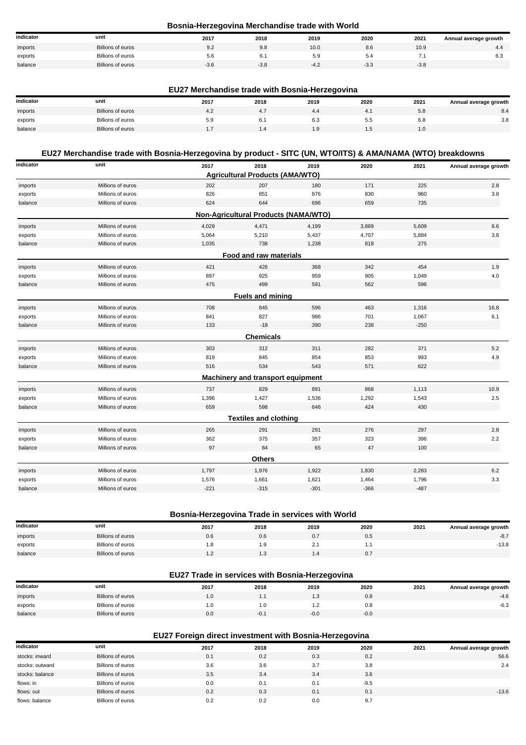## Bosnia-Herzegovina Merchandise trade with World

| indicator | unit | 2017 | 2018 | 2019 | 2020 | 2021 | Annual average growth |
|---|---|---|---|---|---|---|---|
| imports | Billions of euros | 9.2 | 9.8 | 10.0 | 8.6 | 10.9 | 4.4 |
| exports | Billions of euros | 5.6 | 6.1 | 5.9 | 5.4 | 7.1 | 6.3 |
| balance | Billions of euros | -3.6 | -3.8 | -4.2 | -3.3 | -3.8 | |

## EU27 Merchandise trade with Bosnia-Herzegovina

| indicator | unit | 2017 | 2018 | 2019 | 2020 | 2021 | Annual average growth |
|---|---|---|---|---|---|---|---|
| imports | Billions of euros | 4.2 | 4.7 | 4.4 | 4.1 | 5.8 | 8.4 |
| exports | Billions of euros | 5.9 | 6.1 | 6.3 | 5.5 | 6.8 | 3.8 |
| balance | Billions of euros | 1.7 | 1.4 | 1.9 | 1.5 | 1.0 | |

## EU27 Merchandise trade with Bosnia-Herzegovina by product - SITC (UN, WTO/ITS) & AMA/NAMA (WTO) breakdowns

| indicator | unit | 2017 | 2018 | 2019 | 2020 | 2021 | Annual average growth |
|---|---|---|---|---|---|---|---|
| | | | **Agricultural Products (AMA/WTO)** | | | | |
| imports | Millions of euros | 202 | 207 | 180 | 171 | 225 | 2.8 |
| exports | Millions of euros | 826 | 851 | 876 | 830 | 960 | 3.8 |
| balance | Millions of euros | 624 | 644 | 696 | 659 | 735 | |
| | | | **Non-Agricultural Products (NAMA/WTO)** | | | | |
| imports | Millions of euros | 4,029 | 4,471 | 4,199 | 3,889 | 5,609 | 8.6 |
| exports | Millions of euros | 5,064 | 5,210 | 5,437 | 4,707 | 5,884 | 3.8 |
| balance | Millions of euros | 1,035 | 738 | 1,238 | 818 | 275 | |
| | | | **Food and raw materials** | | | | |
| imports | Millions of euros | 421 | 426 | 368 | 342 | 454 | 1.9 |
| exports | Millions of euros | 897 | 925 | 959 | 905 | 1,049 | 4.0 |
| balance | Millions of euros | 475 | 499 | 591 | 562 | 596 | |
| | | | **Fuels and mining** | | | | |
| imports | Millions of euros | 708 | 845 | 596 | 463 | 1,316 | 16.8 |
| exports | Millions of euros | 841 | 827 | 986 | 701 | 1,067 | 6.1 |
| balance | Millions of euros | 133 | -18 | 390 | 238 | -250 | |
| | | | **Chemicals** | | | | |
| imports | Millions of euros | 303 | 312 | 311 | 282 | 371 | 5.2 |
| exports | Millions of euros | 819 | 845 | 854 | 853 | 993 | 4.9 |
| balance | Millions of euros | 516 | 534 | 543 | 571 | 622 | |
| | | | **Machinery and transport equipment** | | | | |
| imports | Millions of euros | 737 | 829 | 891 | 868 | 1,113 | 10.9 |
| exports | Millions of euros | 1,396 | 1,427 | 1,536 | 1,292 | 1,543 | 2.5 |
| balance | Millions of euros | 659 | 598 | 646 | 424 | 430 | |
| | | | **Textiles and clothing** | | | | |
| imports | Millions of euros | 265 | 291 | 291 | 276 | 297 | 2.8 |
| exports | Millions of euros | 362 | 375 | 357 | 323 | 396 | 2.2 |
| balance | Millions of euros | 97 | 84 | 65 | 47 | 100 | |
| | | | **Others** | | | | |
| imports | Millions of euros | 1,797 | 1,976 | 1,922 | 1,830 | 2,283 | 6.2 |
| exports | Millions of euros | 1,576 | 1,661 | 1,621 | 1,464 | 1,796 | 3.3 |
| balance | Millions of euros | -221 | -315 | -301 | -366 | -487 | |

## Bosnia-Herzegovina Trade in services with World

| indicator | unit | 2017 | 2018 | 2019 | 2020 | 2021 | Annual average growth |
|---|---|---|---|---|---|---|---|
| imports | Billions of euros | 0.6 | 0.6 | 0.7 | 0.5 | | -8.7 |
| exports | Billions of euros | 1.8 | 1.9 | 2.1 | 1.1 | | -13.8 |
| balance | Billions of euros | 1.2 | 1.3 | 1.4 | 0.7 | | |

## EU27 Trade in services with Bosnia-Herzegovina

| indicator | unit | 2017 | 2018 | 2019 | 2020 | 2021 | Annual average growth |
|---|---|---|---|---|---|---|---|
| imports | Billions of euros | 1.0 | 1.1 | 1.3 | 0.8 | | -4.6 |
| exports | Billions of euros | 1.0 | 1.0 | 1.2 | 0.8 | | -6.3 |
| balance | Billions of euros | 0.0 | -0.1 | -0.0 | -0.0 | | |

## EU27 Foreign direct investment with Bosnia-Herzegovina

| indicator | unit | 2017 | 2018 | 2019 | 2020 | 2021 | Annual average growth |
|---|---|---|---|---|---|---|---|
| stocks: inward | Billions of euros | 0.1 | 0.2 | 0.3 | 0.2 | | 56.6 |
| stocks: outward | Billions of euros | 3.6 | 3.6 | 3.7 | 3.8 | | 2.4 |
| stocks: balance | Billions of euros | 3.5 | 3.4 | 3.4 | 3.6 | | |
| flows: in | Billions of euros | 0.0 | 0.1 | 0.1 | -9.5 | | |
| flows: out | Billions of euros | 0.2 | 0.3 | 0.1 | 0.1 | | -13.6 |
| flows: balance | Billions of euros | 0.2 | 0.2 | 0.0 | 9.7 | | |